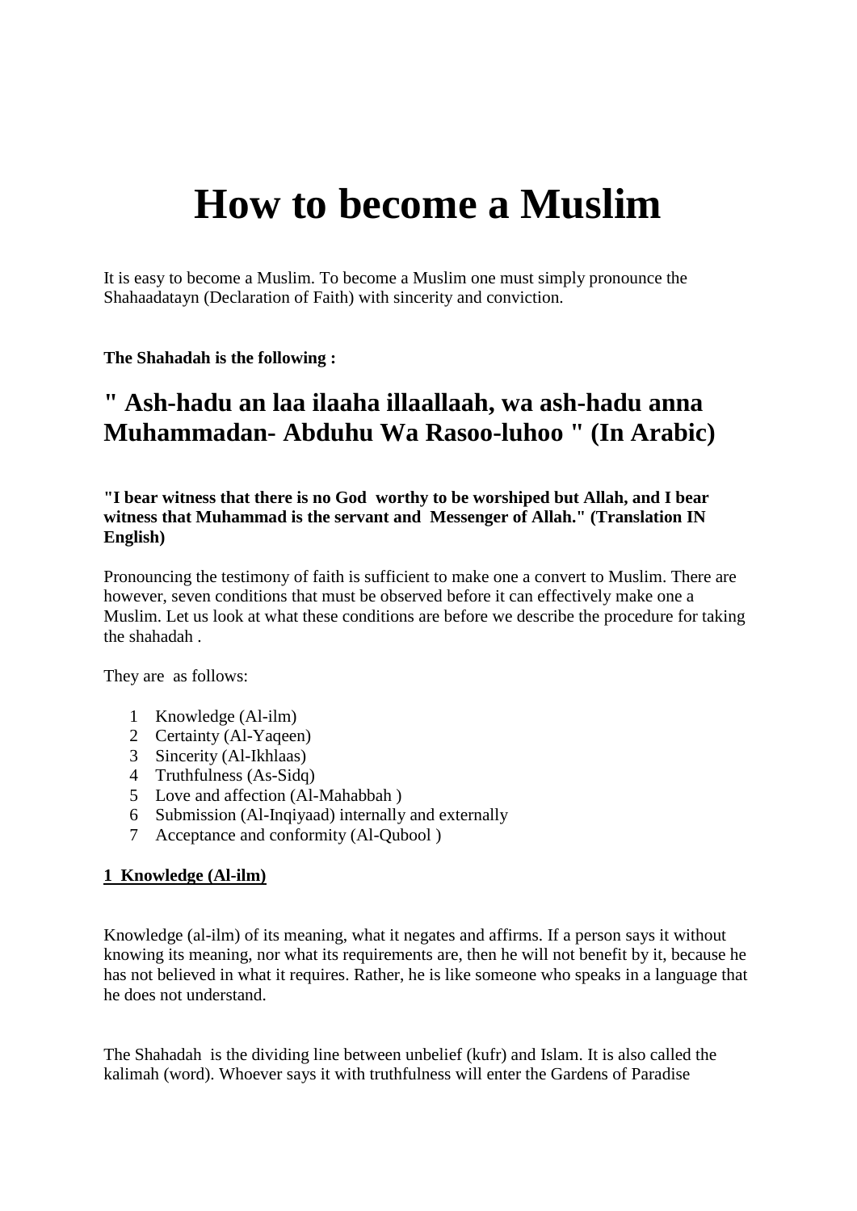# How to become a Muslim

It is easy to become a Muslim. To become a Muslim one must simply pronounce the Shahaadatayn (Declaration of Faith) with sincerity and conviction.

**The Shahadah is the following :**

## " Ash-hadu an laa ilaaha illaallaah, wa ash-hadu anna Muhammadan- Abduhu Wa Rasoo-luhoo " (In Arabic)

**"I bear witness that there is no God worthy to be worshiped but Allah, and I bear witness that Muhammad is the servant and Messenger of Allah." (Translation IN English)**

Pronouncing the testimony of faith is sufficient to make one a convert to Muslim. There are however, seven conditions that must be observed before it can effectively make one a Muslim. Let us look at what these conditions are before we describe the procedure for taking the shahadah .

They are as follows:

1. Knowledge (Al-ilm)
2. Certainty (Al-Yaqeen)
3. Sincerity (Al-Ikhlaas)
4. Truthfulness (As-Sidq)
5. Love and affection (Al-Mahabbah )
6. Submission (Al-Inqiyaad) internally and externally
7. Acceptance and conformity (Al-Qubool )

**1 Knowledge (Al-ilm)**

Knowledge (al-ilm) of its meaning, what it negates and affirms. If a person says it without knowing its meaning, nor what its requirements are, then he will not benefit by it, because he has not believed in what it requires. Rather, he is like someone who speaks in a language that he does not understand.

The Shahadah is the dividing line between unbelief (kufr) and Islam. It is also called the kalimah (word). Whoever says it with truthfulness will enter the Gardens of Paradise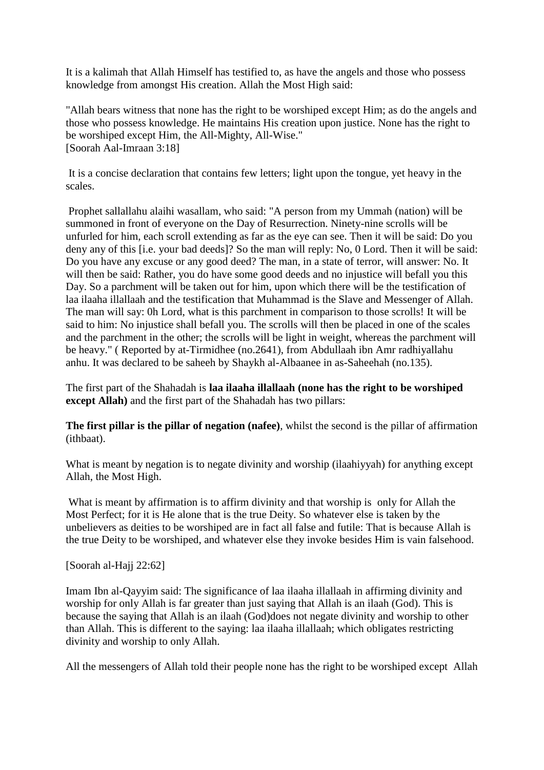It is a kalimah that Allah Himself has testified to, as have the angels and those who possess knowledge from amongst His creation. Allah the Most High said:

"Allah bears witness that none has the right to be worshiped except Him; as do the angels and those who possess knowledge. He maintains His creation upon justice. None has the right to be worshiped except Him, the All-Mighty, All-Wise."
[Soorah Aal-Imraan 3:18]

It is a concise declaration that contains few letters; light upon the tongue, yet heavy in the scales.

Prophet sallallahu alaihi wasallam, who said: "A person from my Ummah (nation) will be summoned in front of everyone on the Day of Resurrection. Ninety-nine scrolls will be unfurled for him, each scroll extending as far as the eye can see. Then it will be said: Do you deny any of this [i.e. your bad deeds]? So the man will reply: No, 0 Lord. Then it will be said: Do you have any excuse or any good deed? The man, in a state of terror, will answer: No. It will then be said: Rather, you do have some good deeds and no injustice will befall you this Day. So a parchment will be taken out for him, upon which there will be the testification of laa ilaaha illallaah and the testification that Muhammad is the Slave and Messenger of Allah. The man will say: 0h Lord, what is this parchment in comparison to those scrolls! It will be said to him: No injustice shall befall you. The scrolls will then be placed in one of the scales and the parchment in the other; the scrolls will be light in weight, whereas the parchment will be heavy." ( Reported by at-Tirmidhee (no.2641), from Abdullaah ibn Amr radhiyallahu anhu. It was declared to be saheeh by Shaykh al-Albaanee in as-Saheehah (no.135).

The first part of the Shahadah is **laa ilaaha illallaah (none has the right to be worshiped except Allah)** and the first part of the Shahadah has two pillars:

**The first pillar is the pillar of negation (nafee)**, whilst the second is the pillar of affirmation (ithbaat).

What is meant by negation is to negate divinity and worship (ilaahiyyah) for anything except Allah, the Most High.

What is meant by affirmation is to affirm divinity and that worship is only for Allah the Most Perfect; for it is He alone that is the true Deity. So whatever else is taken by the unbelievers as deities to be worshiped are in fact all false and futile: That is because Allah is the true Deity to be worshiped, and whatever else they invoke besides Him is vain falsehood.

[Soorah al-Hajj 22:62]

Imam Ibn al-Qayyim said: The significance of laa ilaaha illallaah in affirming divinity and worship for only Allah is far greater than just saying that Allah is an ilaah (God). This is because the saying that Allah is an ilaah (God)does not negate divinity and worship to other than Allah. This is different to the saying: laa ilaaha illallaah; which obligates restricting divinity and worship to only Allah.

All the messengers of Allah told their people none has the right to be worshiped except Allah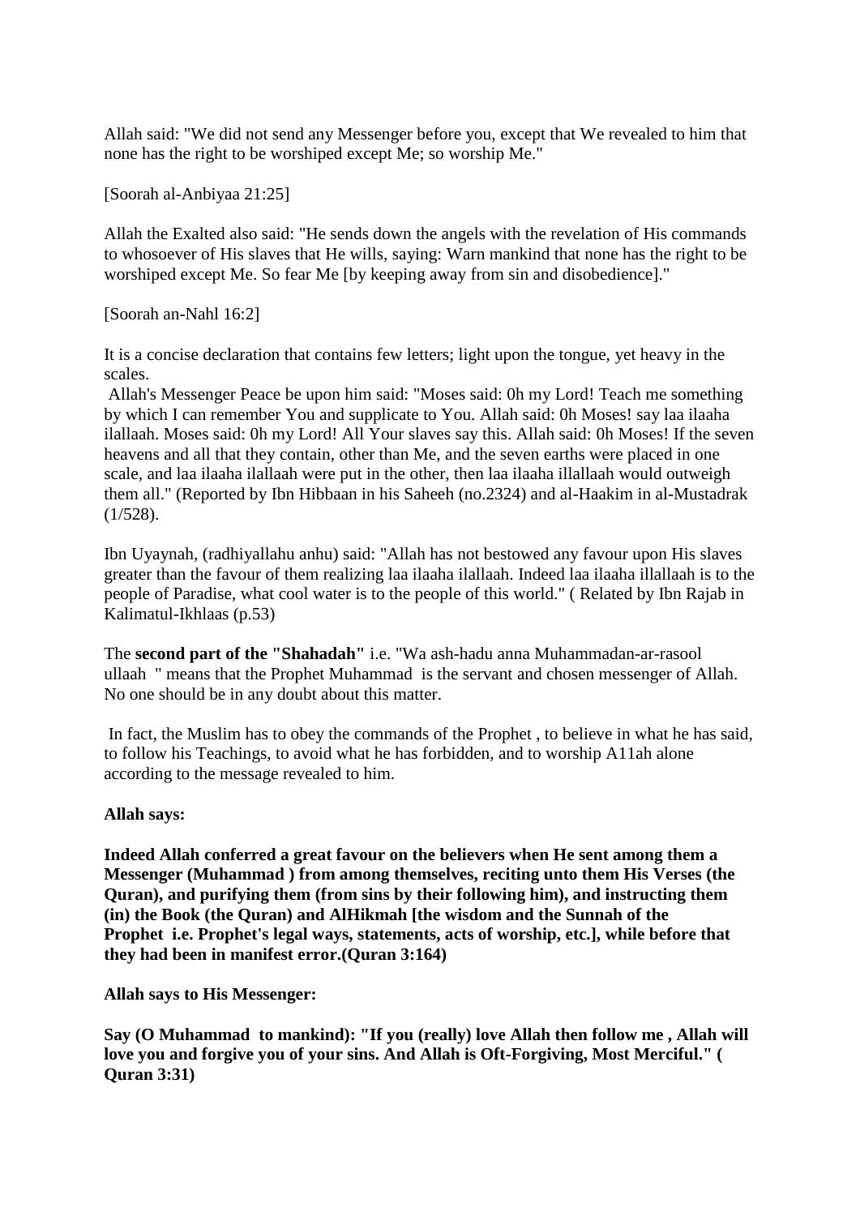Allah said: "We did not send any Messenger before you, except that We revealed to him that none has the right to be worshiped except Me; so worship Me."

[Soorah al-Anbiyaa 21:25]

Allah the Exalted also said: "He sends down the angels with the revelation of His commands to whosoever of His slaves that He wills, saying: Warn mankind that none has the right to be worshiped except Me. So fear Me [by keeping away from sin and disobedience]."

[Soorah an-Nahl 16:2]

It is a concise declaration that contains few letters; light upon the tongue, yet heavy in the scales.

Allah's Messenger Peace be upon him said: "Moses said: 0h my Lord! Teach me something by which I can remember You and supplicate to You. Allah said: 0h Moses! say laa ilaaha ilallaah. Moses said: 0h my Lord! All Your slaves say this. Allah said: 0h Moses! If the seven heavens and all that they contain, other than Me, and the seven earths were placed in one scale, and laa ilaaha ilallaah were put in the other, then laa ilaaha illallaah would outweigh them all." (Reported by Ibn Hibbaan in his Saheeh (no.2324) and al-Haakim in al-Mustadrak (1/528).

Ibn Uyaynah, (radhiyallahu anhu) said: "Allah has not bestowed any favour upon His slaves greater than the favour of them realizing laa ilaaha ilallaah. Indeed laa ilaaha illallaah is to the people of Paradise, what cool water is to the people of this world." ( Related by Ibn Rajab in Kalimatul-Ikhlaas (p.53)

The **second part of the "Shahadah"** i.e. "Wa ash-hadu anna Muhammadan-ar-rasool ullaah " means that the Prophet Muhammad is the servant and chosen messenger of Allah. No one should be in any doubt about this matter.

In fact, the Muslim has to obey the commands of the Prophet , to believe in what he has said, to follow his Teachings, to avoid what he has forbidden, and to worship A11ah alone according to the message revealed to him.

**Allah says:**

**Indeed Allah conferred a great favour on the believers when He sent among them a Messenger (Muhammad ) from among themselves, reciting unto them His Verses (the Quran), and purifying them (from sins by their following him), and instructing them (in) the Book (the Quran) and AlHikmah [the wisdom and the Sunnah of the Prophet i.e. Prophet's legal ways, statements, acts of worship, etc.], while before that they had been in manifest error.(Quran 3:164)**

**Allah says to His Messenger:**

**Say (O Muhammad to mankind): "If you (really) love Allah then follow me , Allah will love you and forgive you of your sins. And Allah is Oft-Forgiving, Most Merciful." ( Quran 3:31)**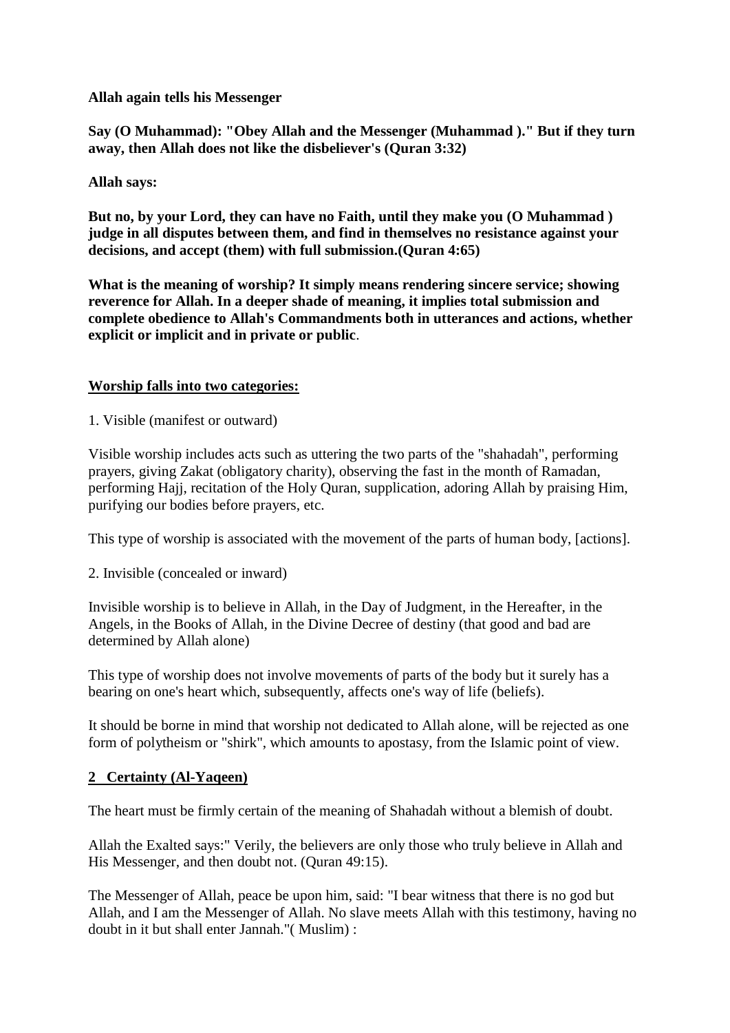**Allah again tells his Messenger**

**Say (O Muhammad): "Obey Allah and the Messenger (Muhammad )." But if they turn away, then Allah does not like the disbeliever's (Quran 3:32)**

**Allah says:**

**But no, by your Lord, they can have no Faith, until they make you (O Muhammad ) judge in all disputes between them, and find in themselves no resistance against your decisions, and accept (them) with full submission.(Quran 4:65)**

**What is the meaning of worship? It simply means rendering sincere service; showing reverence for Allah. In a deeper shade of meaning, it implies total submission and complete obedience to Allah's Commandments both in utterances and actions, whether explicit or implicit and in private or public**.

**<u>Worship falls into two categories:</u>**

1. Visible (manifest or outward)

Visible worship includes acts such as uttering the two parts of the "shahadah", performing prayers, giving Zakat (obligatory charity), observing the fast in the month of Ramadan, performing Hajj, recitation of the Holy Quran, supplication, adoring Allah by praising Him, purifying our bodies before prayers, etc.

This type of worship is associated with the movement of the parts of human body, [actions].

2. Invisible (concealed or inward)

Invisible worship is to believe in Allah, in the Day of Judgment, in the Hereafter, in the Angels, in the Books of Allah, in the Divine Decree of destiny (that good and bad are determined by Allah alone)

This type of worship does not involve movements of parts of the body but it surely has a bearing on one's heart which, subsequently, affects one's way of life (beliefs).

It should be borne in mind that worship not dedicated to Allah alone, will be rejected as one form of polytheism or "shirk", which amounts to apostasy, from the Islamic point of view.

**<u>2 Certainty (Al-Yaqeen)</u>**

The heart must be firmly certain of the meaning of Shahadah without a blemish of doubt.

Allah the Exalted says:" Verily, the believers are only those who truly believe in Allah and His Messenger, and then doubt not. (Quran 49:15).

The Messenger of Allah, peace be upon him, said: "I bear witness that there is no god but Allah, and I am the Messenger of Allah. No slave meets Allah with this testimony, having no doubt in it but shall enter Jannah."( Muslim) :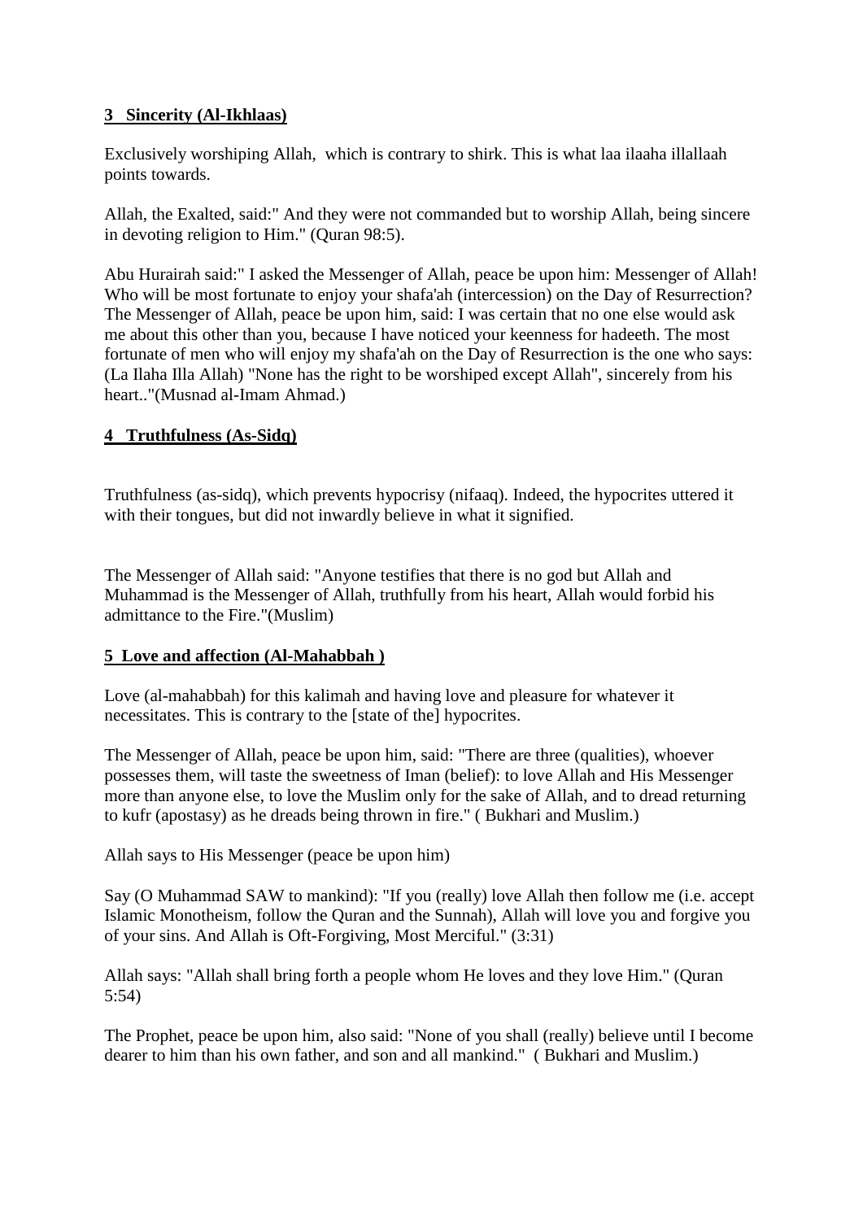### 3 Sincerity (Al-Ikhlaas)

Exclusively worshiping Allah, which is contrary to shirk. This is what laa ilaaha illallaah points towards.

Allah, the Exalted, said:" And they were not commanded but to worship Allah, being sincere in devoting religion to Him." (Quran 98:5).

Abu Hurairah said:" I asked the Messenger of Allah, peace be upon him: Messenger of Allah! Who will be most fortunate to enjoy your shafa'ah (intercession) on the Day of Resurrection? The Messenger of Allah, peace be upon him, said: I was certain that no one else would ask me about this other than you, because I have noticed your keenness for hadeeth. The most fortunate of men who will enjoy my shafa'ah on the Day of Resurrection is the one who says: (La Ilaha Illa Allah) "None has the right to be worshiped except Allah", sincerely from his heart.."(Musnad al-Imam Ahmad.)

### 4 Truthfulness (As-Sidq)

Truthfulness (as-sidq), which prevents hypocrisy (nifaaq). Indeed, the hypocrites uttered it with their tongues, but did not inwardly believe in what it signified.

The Messenger of Allah said: "Anyone testifies that there is no god but Allah and Muhammad is the Messenger of Allah, truthfully from his heart, Allah would forbid his admittance to the Fire."(Muslim)

### 5 Love and affection (Al-Mahabbah )

Love (al-mahabbah) for this kalimah and having love and pleasure for whatever it necessitates. This is contrary to the [state of the] hypocrites.

The Messenger of Allah, peace be upon him, said: "There are three (qualities), whoever possesses them, will taste the sweetness of Iman (belief): to love Allah and His Messenger more than anyone else, to love the Muslim only for the sake of Allah, and to dread returning to kufr (apostasy) as he dreads being thrown in fire." ( Bukhari and Muslim.)

Allah says to His Messenger (peace be upon him)

Say (O Muhammad SAW to mankind): "If you (really) love Allah then follow me (i.e. accept Islamic Monotheism, follow the Quran and the Sunnah), Allah will love you and forgive you of your sins. And Allah is Oft-Forgiving, Most Merciful." (3:31)

Allah says: "Allah shall bring forth a people whom He loves and they love Him." (Quran 5:54)

The Prophet, peace be upon him, also said: "None of you shall (really) believe until I become dearer to him than his own father, and son and all mankind." ( Bukhari and Muslim.)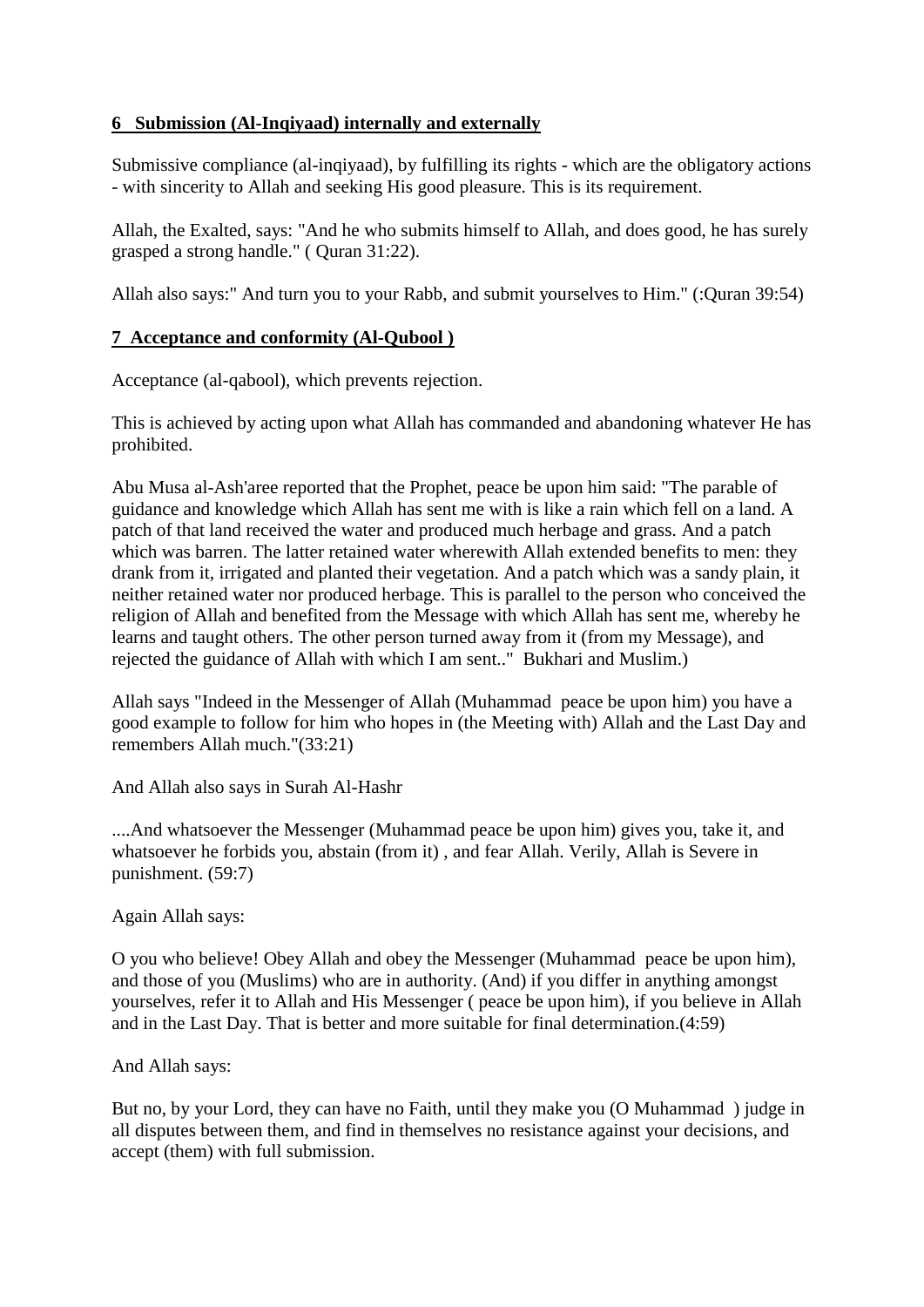## 6 Submission (Al-Inqiyaad) internally and externally

Submissive compliance (al-inqiyaad), by fulfilling its rights - which are the obligatory actions - with sincerity to Allah and seeking His good pleasure. This is its requirement.

Allah, the Exalted, says: "And he who submits himself to Allah, and does good, he has surely grasped a strong handle." ( Quran 31:22).

Allah also says:" And turn you to your Rabb, and submit yourselves to Him." (:Quran 39:54)

## 7 Acceptance and conformity (Al-Qubool )

Acceptance (al-qabool), which prevents rejection.

This is achieved by acting upon what Allah has commanded and abandoning whatever He has prohibited.

Abu Musa al-Ash'aree reported that the Prophet, peace be upon him said: "The parable of guidance and knowledge which Allah has sent me with is like a rain which fell on a land. A patch of that land received the water and produced much herbage and grass. And a patch which was barren. The latter retained water wherewith Allah extended benefits to men: they drank from it, irrigated and planted their vegetation. And a patch which was a sandy plain, it neither retained water nor produced herbage. This is parallel to the person who conceived the religion of Allah and benefited from the Message with which Allah has sent me, whereby he learns and taught others. The other person turned away from it (from my Message), and rejected the guidance of Allah with which I am sent.." Bukhari and Muslim.)

Allah says "Indeed in the Messenger of Allah (Muhammad peace be upon him) you have a good example to follow for him who hopes in (the Meeting with) Allah and the Last Day and remembers Allah much."(33:21)

And Allah also says in Surah Al-Hashr

....And whatsoever the Messenger (Muhammad peace be upon him) gives you, take it, and whatsoever he forbids you, abstain (from it) , and fear Allah. Verily, Allah is Severe in punishment. (59:7)

Again Allah says:

O you who believe! Obey Allah and obey the Messenger (Muhammad peace be upon him), and those of you (Muslims) who are in authority. (And) if you differ in anything amongst yourselves, refer it to Allah and His Messenger ( peace be upon him), if you believe in Allah and in the Last Day. That is better and more suitable for final determination.(4:59)

And Allah says:

But no, by your Lord, they can have no Faith, until they make you (O Muhammad ) judge in all disputes between them, and find in themselves no resistance against your decisions, and accept (them) with full submission.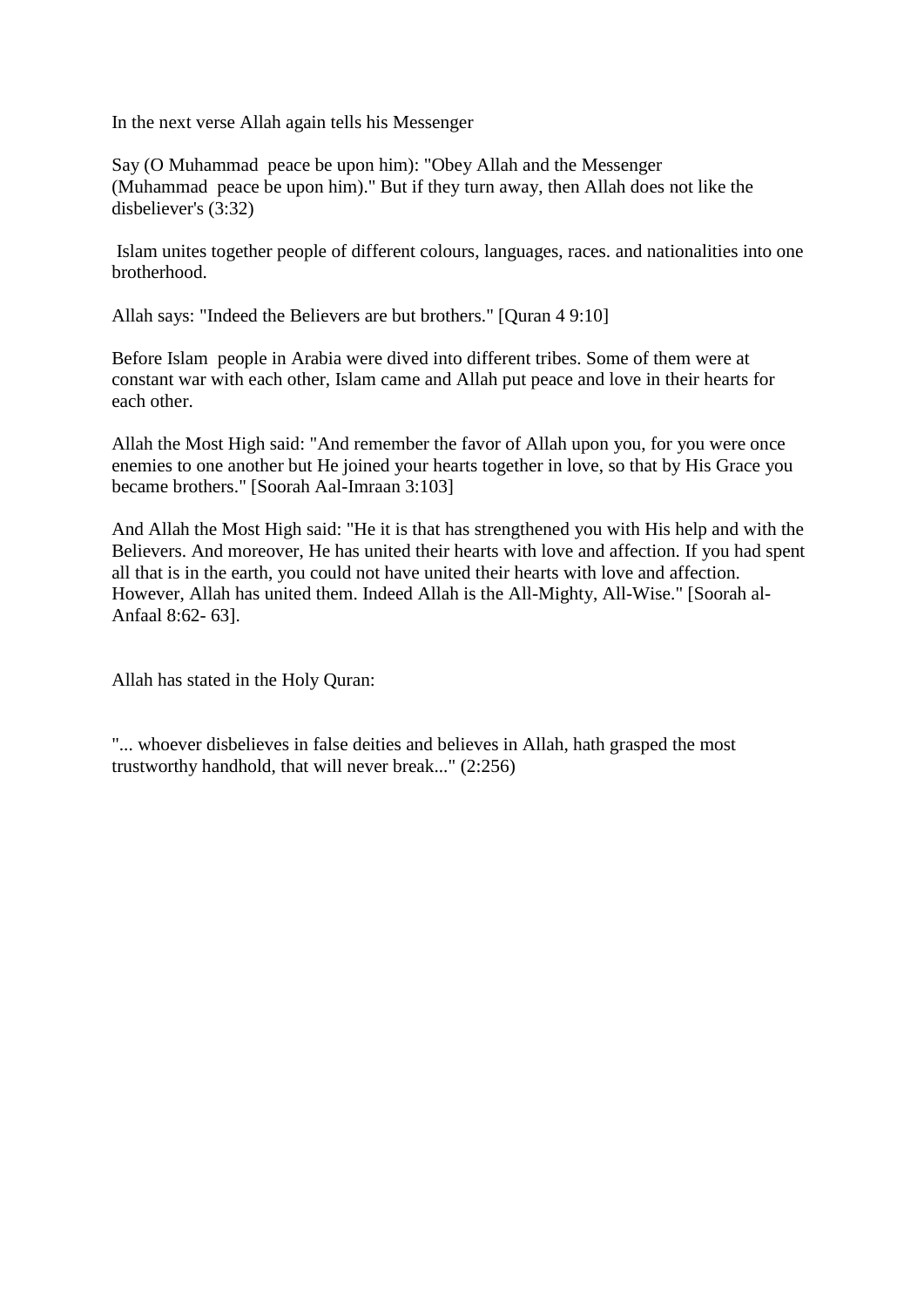In the next verse Allah again tells his Messenger

Say (O Muhammad  peace be upon him): "Obey Allah and the Messenger (Muhammad  peace be upon him)." But if they turn away, then Allah does not like the disbeliever's (3:32)

Islam unites together people of different colours, languages, races. and nationalities into one brotherhood.

Allah says: "Indeed the Believers are but brothers." [Quran 4 9:10]

Before Islam  people in Arabia were dived into different tribes. Some of them were at constant war with each other, Islam came and Allah put peace and love in their hearts for each other.

Allah the Most High said: "And remember the favor of Allah upon you, for you were once enemies to one another but He joined your hearts together in love, so that by His Grace you became brothers." [Soorah Aal-Imraan 3:103]

And Allah the Most High said: "He it is that has strengthened you with His help and with the Believers. And moreover, He has united their hearts with love and affection. If you had spent all that is in the earth, you could not have united their hearts with love and affection. However, Allah has united them. Indeed Allah is the All-Mighty, All-Wise." [Soorah al-Anfaal 8:62- 63].

Allah has stated in the Holy Quran:

"... whoever disbelieves in false deities and believes in Allah, hath grasped the most trustworthy handhold, that will never break..." (2:256)